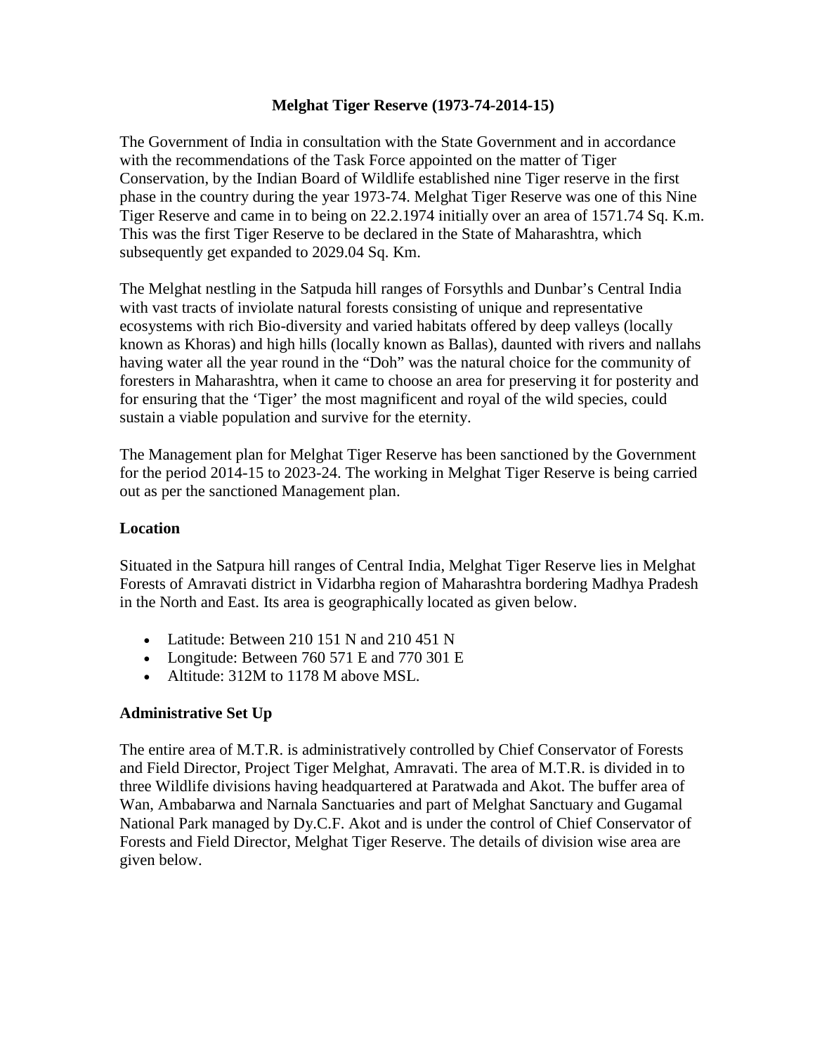# Melghat Tiger Reserve (1973-74-2014-15)

The Government of India in consultation with the State Government and in accordance with the recommendations of the Task Force appointed on the matter of Tiger Conservation, by the Indian Board of Wildlife established nine Tiger reserve in the first phase in the country during the year 1973-74. Melghat Tiger Reserve was one of this Nine Tiger Reserve and came in to being on 22.2.1974 initially over an area of 1571.74 Sq. K.m. This was the first Tiger Reserve to be declared in the State of Maharashtra, which subsequently get expanded to 2029.04 Sq. Km.

The Melghat nestling in the Satpuda hill ranges of Forsythls and Dunbar's Central India with vast tracts of inviolate natural forests consisting of unique and representative ecosystems with rich Bio-diversity and varied habitats offered by deep valleys (locally known as Khoras) and high hills (locally known as Ballas), daunted with rivers and nallahs having water all the year round in the "Doh" was the natural choice for the community of foresters in Maharashtra, when it came to choose an area for preserving it for posterity and for ensuring that the 'Tiger' the most magnificent and royal of the wild species, could sustain a viable population and survive for the eternity.

The Management plan for Melghat Tiger Reserve has been sanctioned by the Government for the period 2014-15 to 2023-24. The working in Melghat Tiger Reserve is being carried out as per the sanctioned Management plan.

## Location

Situated in the Satpura hill ranges of Central India, Melghat Tiger Reserve lies in Melghat Forests of Amravati district in Vidarbha region of Maharashtra bordering Madhya Pradesh in the North and East. Its area is geographically located as given below.

- Latitude: Between 210 151 N and 210 451 N
- Longitude: Between 760 571 E and 770 301 E
- Altitude: 312M to 1178 M above MSL.

## Administrative Set Up

The entire area of M.T.R. is administratively controlled by Chief Conservator of Forests and Field Director, Project Tiger Melghat, Amravati. The area of M.T.R. is divided in to three Wildlife divisions having headquartered at Paratwada and Akot. The buffer area of Wan, Ambabarwa and Narnala Sanctuaries and part of Melghat Sanctuary and Gugamal National Park managed by Dy.C.F. Akot and is under the control of Chief Conservator of Forests and Field Director, Melghat Tiger Reserve. The details of division wise area are given below.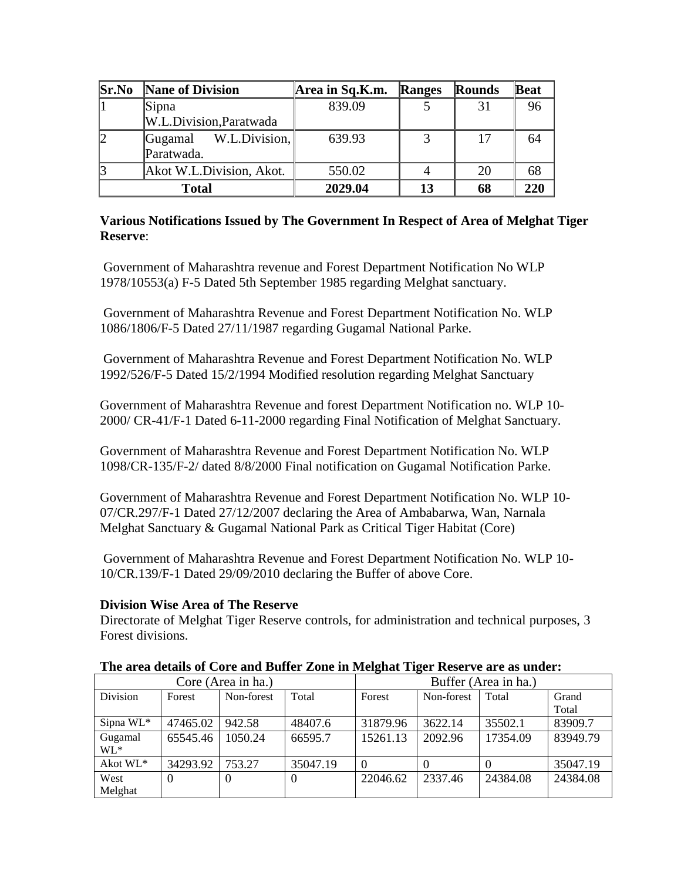| Sr.No | Nane of Division | Area in Sq.K.m. | Ranges | Rounds | Beat |
|---|---|---|---|---|---|
| 1 | Sipna W.L.Division,Paratwada | 839.09 | 5 | 31 | 96 |
| 2 | Gugamal W.L.Division, Paratwada. | 639.93 | 3 | 17 | 64 |
| 3 | Akot W.L.Division, Akot. | 550.02 | 4 | 20 | 68 |
| **Total** | | **2029.04** | **13** | **68** | **220** |

**Various Notifications Issued by The Government In Respect of Area of Melghat Tiger Reserve**:

Government of Maharashtra revenue and Forest Department Notification No WLP 1978/10553(a) F-5 Dated 5th September 1985 regarding Melghat sanctuary.

Government of Maharashtra Revenue and Forest Department Notification No. WLP 1086/1806/F-5 Dated 27/11/1987 regarding Gugamal National Parke.

Government of Maharashtra Revenue and Forest Department Notification No. WLP 1992/526/F-5 Dated 15/2/1994 Modified resolution regarding Melghat Sanctuary

Government of Maharashtra Revenue and forest Department Notification no. WLP 10-2000/ CR-41/F-1 Dated 6-11-2000 regarding Final Notification of Melghat Sanctuary.

Government of Maharashtra Revenue and Forest Department Notification No. WLP 1098/CR-135/F-2/ dated 8/8/2000 Final notification on Gugamal Notification Parke.

Government of Maharashtra Revenue and Forest Department Notification No. WLP 10-07/CR.297/F-1 Dated 27/12/2007 declaring the Area of Ambabarwa, Wan, Narnala Melghat Sanctuary & Gugamal National Park as Critical Tiger Habitat (Core)

Government of Maharashtra Revenue and Forest Department Notification No. WLP 10-10/CR.139/F-1 Dated 29/09/2010 declaring the Buffer of above Core.

**Division Wise Area of The Reserve**

Directorate of Melghat Tiger Reserve controls, for administration and technical purposes, 3 Forest divisions.

**The area details of Core and Buffer Zone in Melghat Tiger Reserve are as under:**

| Core (Area in ha.) | | | | Buffer (Area in ha.) | | | |
|---|---|---|---|---|---|---|---|
| Division | Forest | Non-forest | Total | Forest | Non-forest | Total | Grand Total |
| Sipna WL* | 47465.02 | 942.58 | 48407.6 | 31879.96 | 3622.14 | 35502.1 | 83909.7 |
| Gugamal WL* | 65545.46 | 1050.24 | 66595.7 | 15261.13 | 2092.96 | 17354.09 | 83949.79 |
| Akot WL* | 34293.92 | 753.27 | 35047.19 | 0 | 0 | 0 | 35047.19 |
| West Melghat | 0 | 0 | 0 | 22046.62 | 2337.46 | 24384.08 | 24384.08 |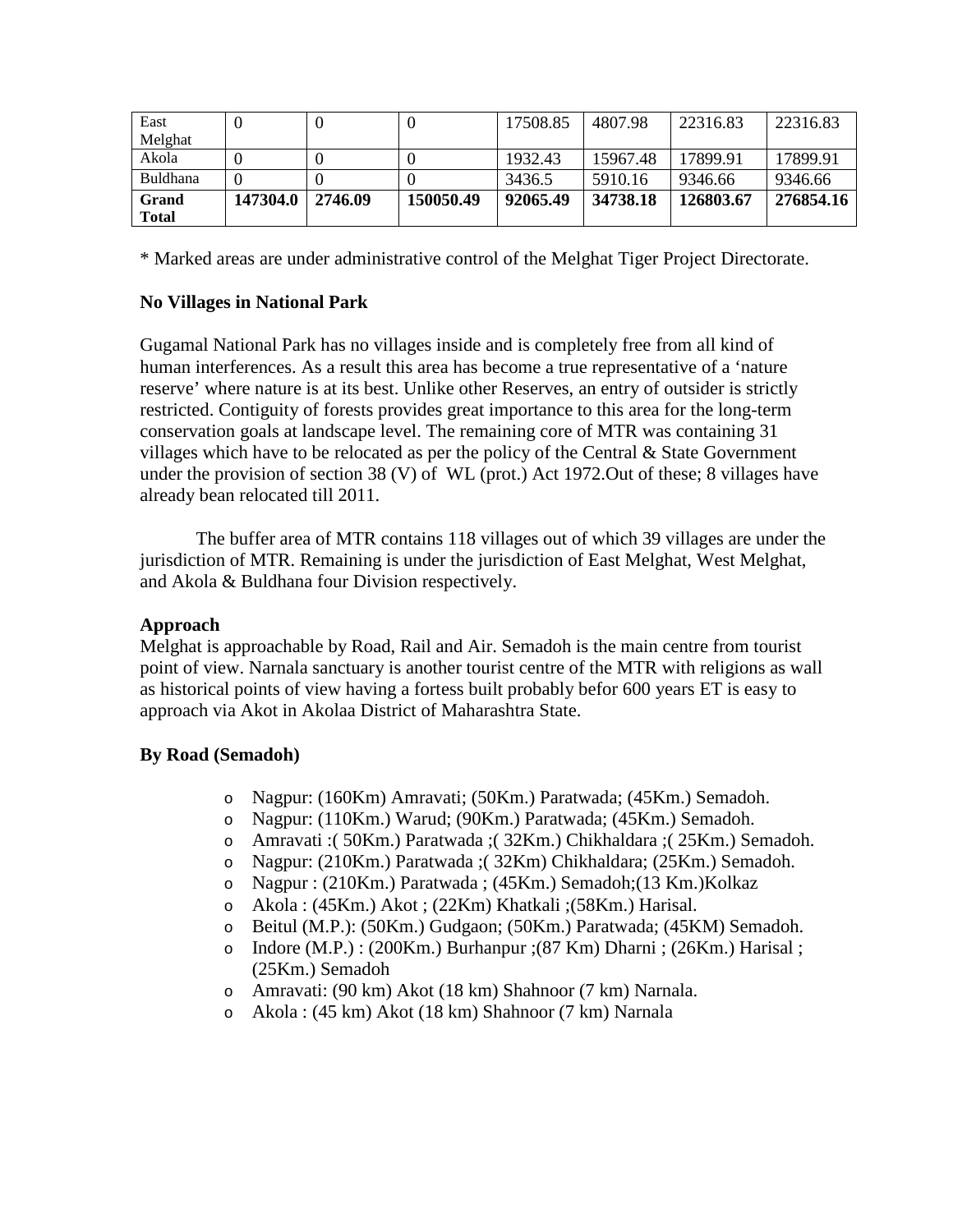| East Melghat | 0 | 0 | 0 | 17508.85 | 4807.98 | 22316.83 | 22316.83 |
|---|---|---|---|---|---|---|---|
| Akola | 0 | 0 | 0 | 1932.43 | 15967.48 | 17899.91 | 17899.91 |
| Buldhana | 0 | 0 | 0 | 3436.5 | 5910.16 | 9346.66 | 9346.66 |
| **Grand Total** | **147304.0** | **2746.09** | **150050.49** | **92065.49** | **34738.18** | **126803.67** | **276854.16** |

* Marked areas are under administrative control of the Melghat Tiger Project Directorate.

**No Villages in National Park**

Gugamal National Park has no villages inside and is completely free from all kind of human interferences. As a result this area has become a true representative of a 'nature reserve' where nature is at its best. Unlike other Reserves, an entry of outsider is strictly restricted. Contiguity of forests provides great importance to this area for the long-term conservation goals at landscape level. The remaining core of MTR was containing 31 villages which have to be relocated as per the policy of the Central & State Government under the provision of section 38 (V) of WL (prot.) Act 1972.Out of these; 8 villages have already bean relocated till 2011.

The buffer area of MTR contains 118 villages out of which 39 villages are under the jurisdiction of MTR. Remaining is under the jurisdiction of East Melghat, West Melghat, and Akola & Buldhana four Division respectively.

**Approach**

Melghat is approachable by Road, Rail and Air. Semadoh is the main centre from tourist point of view. Narnala sanctuary is another tourist centre of the MTR with religions as wall as historical points of view having a fortess built probably befor 600 years ET is easy to approach via Akot in Akolaa District of Maharashtra State.

**By Road (Semadoh)**

- Nagpur: (160Km) Amravati; (50Km.) Paratwada; (45Km.) Semadoh.
- Nagpur: (110Km.) Warud; (90Km.) Paratwada; (45Km.) Semadoh.
- Amravati :( 50Km.) Paratwada ;( 32Km.) Chikhaldara ;( 25Km.) Semadoh.
- Nagpur: (210Km.) Paratwada ;( 32Km) Chikhaldara; (25Km.) Semadoh.
- Nagpur : (210Km.) Paratwada ; (45Km.) Semadoh;(13 Km.)Kolkaz
- Akola : (45Km.) Akot ; (22Km) Khatkali ;(58Km.) Harisal.
- Beitul (M.P.): (50Km.) Gudgaon; (50Km.) Paratwada; (45KM) Semadoh.
- Indore (M.P.) : (200Km.) Burhanpur ;(87 Km) Dharni ; (26Km.) Harisal ; (25Km.) Semadoh
- Amravati: (90 km) Akot (18 km) Shahnoor (7 km) Narnala.
- Akola : (45 km) Akot (18 km) Shahnoor (7 km) Narnala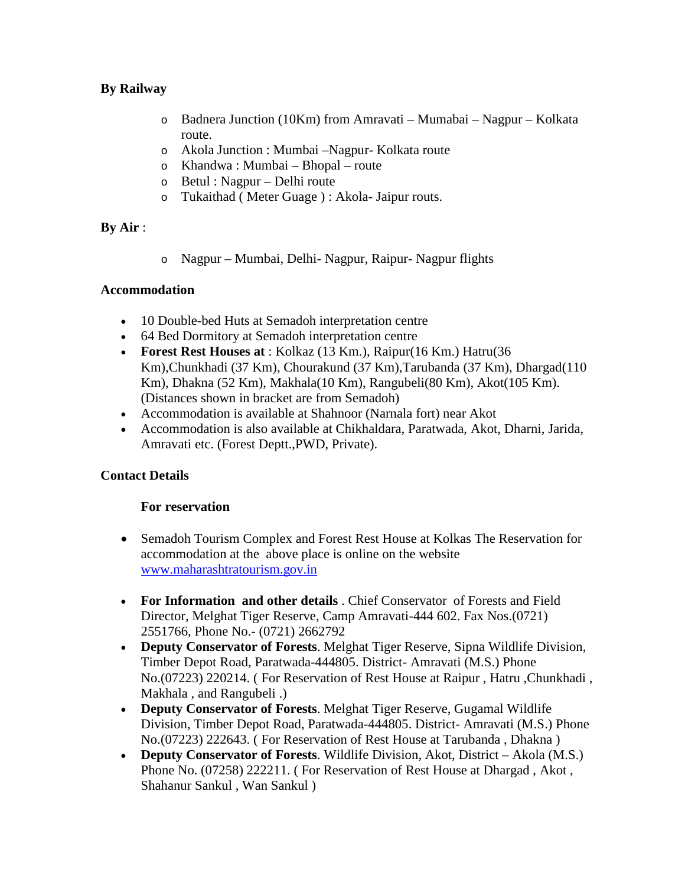**By Railway**

- Badnera Junction (10Km) from Amravati – Mumabai – Nagpur – Kolkata route.
- Akola Junction : Mumbai –Nagpur- Kolkata route
- Khandwa : Mumbai – Bhopal – route
- Betul : Nagpur – Delhi route
- Tukaithad ( Meter Guage ) : Akola- Jaipur routs.

**By Air** :

- Nagpur – Mumbai, Delhi- Nagpur, Raipur- Nagpur flights

**Accommodation**

- 10 Double-bed Huts at Semadoh interpretation centre
- 64 Bed Dormitory at Semadoh interpretation centre
- **Forest Rest Houses at** : Kolkaz (13 Km.), Raipur(16 Km.) Hatru(36 Km),Chunkhadi (37 Km), Chourakund (37 Km),Tarubanda (37 Km), Dhargad(110 Km), Dhakna (52 Km), Makhala(10 Km), Rangubeli(80 Km), Akot(105 Km). (Distances shown in bracket are from Semadoh)
- Accommodation is available at Shahnoor (Narnala fort) near Akot
- Accommodation is also available at Chikhaldara, Paratwada, Akot, Dharni, Jarida, Amravati etc. (Forest Deptt.,PWD, Private).

**Contact Details**

**For reservation**

- Semadoh Tourism Complex and Forest Rest House at Kolkas The Reservation for accommodation at the above place is online on the website [www.maharashtratourism.gov.in](http://www.maharashtratourism.gov.in)
- **For Information and other details** . Chief Conservator of Forests and Field Director, Melghat Tiger Reserve, Camp Amravati-444 602. Fax Nos.(0721) 2551766, Phone No.- (0721) 2662792
- **Deputy Conservator of Forests**. Melghat Tiger Reserve, Sipna Wildlife Division, Timber Depot Road, Paratwada-444805. District- Amravati (M.S.) Phone No.(07223) 220214. ( For Reservation of Rest House at Raipur , Hatru ,Chunkhadi , Makhala , and Rangubeli .)
- **Deputy Conservator of Forests**. Melghat Tiger Reserve, Gugamal Wildlife Division, Timber Depot Road, Paratwada-444805. District- Amravati (M.S.) Phone No.(07223) 222643. ( For Reservation of Rest House at Tarubanda , Dhakna )
- **Deputy Conservator of Forests**. Wildlife Division, Akot, District – Akola (M.S.) Phone No. (07258) 222211. ( For Reservation of Rest House at Dhargad , Akot , Shahanur Sankul , Wan Sankul )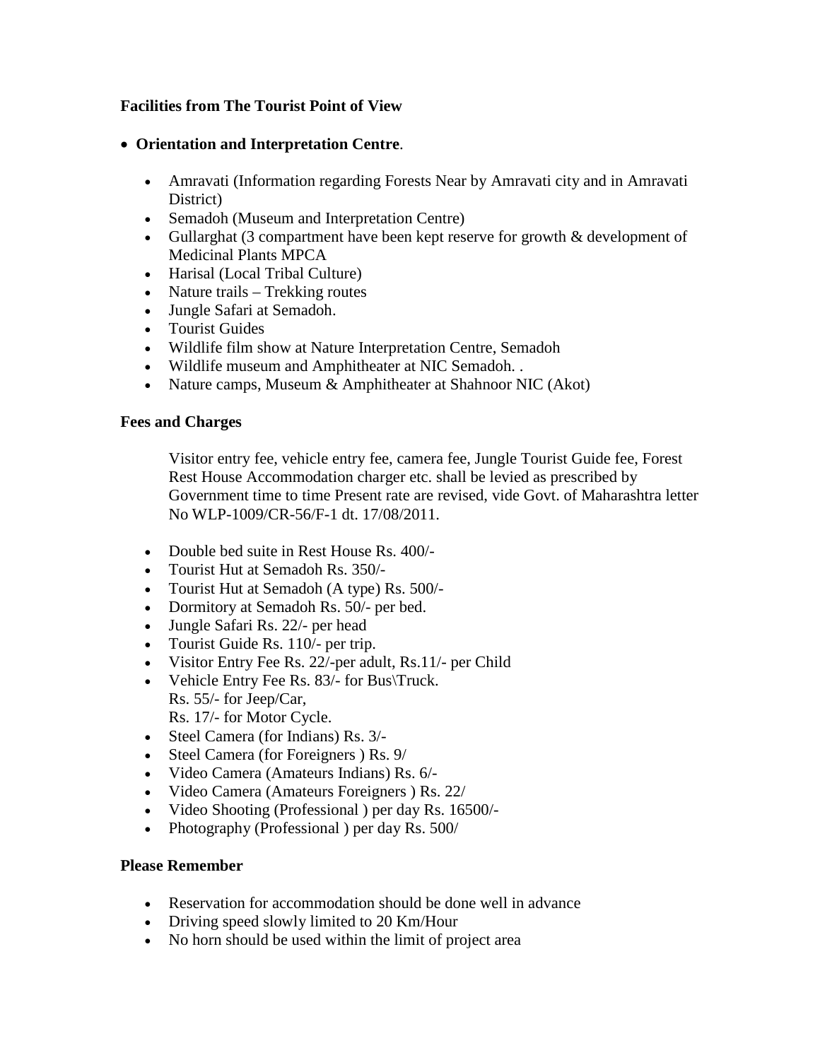**Facilities from The Tourist Point of View**

- **Orientation and Interpretation Centre**.
    - Amravati (Information regarding Forests Near by Amravati city and in Amravati District)
    - Semadoh (Museum and Interpretation Centre)
    - Gullarghat (3 compartment have been kept reserve for growth & development of Medicinal Plants MPCA
    - Harisal (Local Tribal Culture)
    - Nature trails – Trekking routes
    - Jungle Safari at Semadoh.
    - Tourist Guides
    - Wildlife film show at Nature Interpretation Centre, Semadoh
    - Wildlife museum and Amphitheater at NIC Semadoh. .
    - Nature camps, Museum & Amphitheater at Shahnoor NIC (Akot)

**Fees and Charges**

Visitor entry fee, vehicle entry fee, camera fee, Jungle Tourist Guide fee, Forest Rest House Accommodation charger etc. shall be levied as prescribed by Government time to time Present rate are revised, vide Govt. of Maharashtra letter No WLP-1009/CR-56/F-1 dt. 17/08/2011.

- Double bed suite in Rest House Rs. 400/-
- Tourist Hut at Semadoh Rs. 350/-
- Tourist Hut at Semadoh (A type) Rs. 500/-
- Dormitory at Semadoh Rs. 50/- per bed.
- Jungle Safari Rs. 22/- per head
- Tourist Guide Rs. 110/- per trip.
- Visitor Entry Fee Rs. 22/-per adult, Rs.11/- per Child
- Vehicle Entry Fee Rs. 83/- for Bus\Truck.
  Rs. 55/- for Jeep/Car,
  Rs. 17/- for Motor Cycle.
- Steel Camera (for Indians) Rs. 3/-
- Steel Camera (for Foreigners ) Rs. 9/
- Video Camera (Amateurs Indians) Rs. 6/-
- Video Camera (Amateurs Foreigners ) Rs. 22/
- Video Shooting (Professional ) per day Rs. 16500/-
- Photography (Professional ) per day Rs. 500/

**Please Remember**

- Reservation for accommodation should be done well in advance
- Driving speed slowly limited to 20 Km/Hour
- No horn should be used within the limit of project area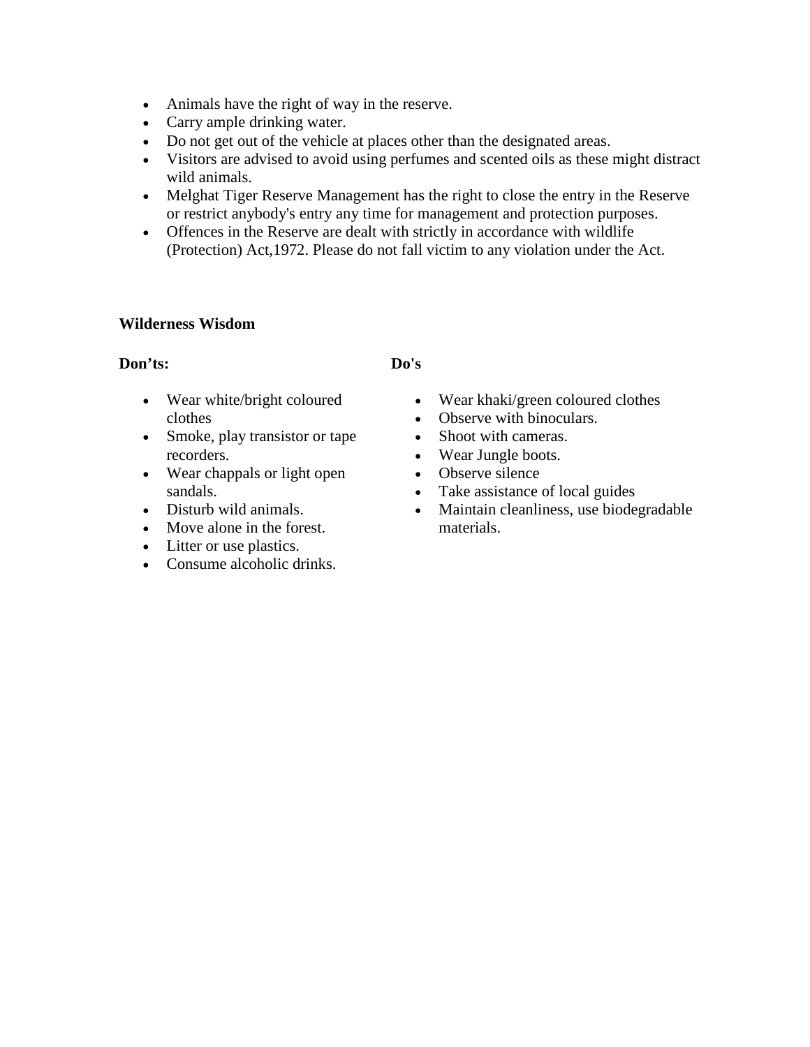- Animals have the right of way in the reserve.
- Carry ample drinking water.
- Do not get out of the vehicle at places other than the designated areas.
- Visitors are advised to avoid using perfumes and scented oils as these might distract wild animals.
- Melghat Tiger Reserve Management has the right to close the entry in the Reserve or restrict anybody's entry any time for management and protection purposes.
- Offences in the Reserve are dealt with strictly in accordance with wildlife (Protection) Act,1972. Please do not fall victim to any violation under the Act.

**Wilderness Wisdom**

**Don'ts:**

- Wear white/bright coloured clothes
- Smoke, play transistor or tape recorders.
- Wear chappals or light open sandals.
- Disturb wild animals.
- Move alone in the forest.
- Litter or use plastics.
- Consume alcoholic drinks.

**Do's**

- Wear khaki/green coloured clothes
- Observe with binoculars.
- Shoot with cameras.
- Wear Jungle boots.
- Observe silence
- Take assistance of local guides
- Maintain cleanliness, use biodegradable materials.